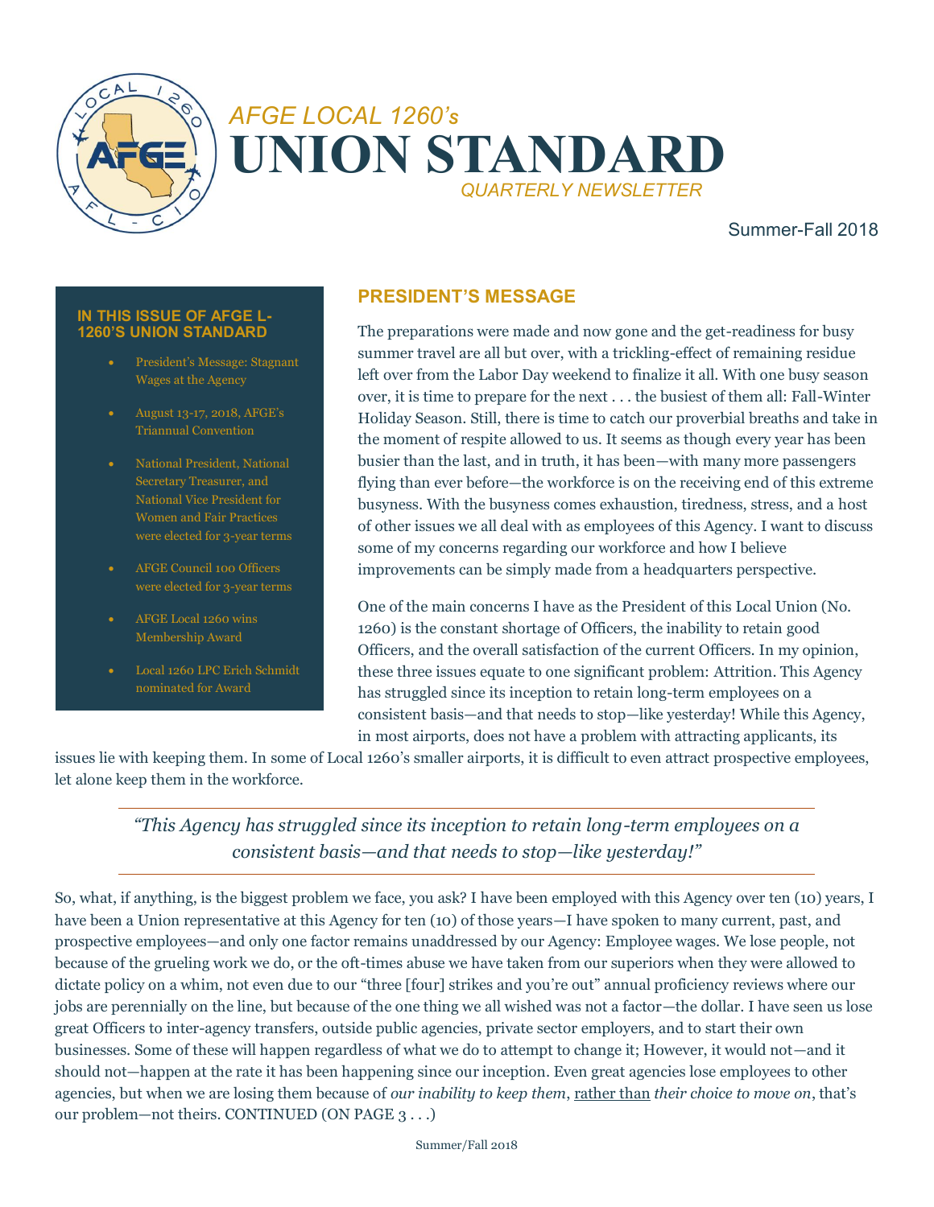*AFGE LOCAL 1260's*

# UNION STANDARD

*QUARTERLY NEWSLETTER*

Summer-Fall 2018

**IN THIS ISSUE OF AFGE L-1260'S UNION STANDARD**

- President's Message: Stagnant Wages at the Agency
- August 13-17, 2018, AFGE's Triannual Convention
- National President, National Secretary Treasurer, and National Vice President for Women and Fair Practices were elected for 3-year terms
- AFGE Council 100 Officers were elected for 3-year terms
- AFGE Local 1260 wins Membership Award
- Local 1260 LPC Erich Schmidt nominated for Award

## PRESIDENT'S MESSAGE

The preparations were made and now gone and the get-readiness for busy summer travel are all but over, with a trickling-effect of remaining residue left over from the Labor Day weekend to finalize it all. With one busy season over, it is time to prepare for the next . . . the busiest of them all: Fall-Winter Holiday Season. Still, there is time to catch our proverbial breaths and take in the moment of respite allowed to us. It seems as though every year has been busier than the last, and in truth, it has been—with many more passengers flying than ever before—the workforce is on the receiving end of this extreme busyness. With the busyness comes exhaustion, tiredness, stress, and a host of other issues we all deal with as employees of this Agency. I want to discuss some of my concerns regarding our workforce and how I believe improvements can be simply made from a headquarters perspective.

One of the main concerns I have as the President of this Local Union (No. 1260) is the constant shortage of Officers, the inability to retain good Officers, and the overall satisfaction of the current Officers. In my opinion, these three issues equate to one significant problem: Attrition. This Agency has struggled since its inception to retain long-term employees on a consistent basis—and that needs to stop—like yesterday! While this Agency, in most airports, does not have a problem with attracting applicants, its issues lie with keeping them. In some of Local 1260's smaller airports, it is difficult to even attract prospective employees, let alone keep them in the workforce.

> *"This Agency has struggled since its inception to retain long-term employees on a consistent basis—and that needs to stop—like yesterday!"*

So, what, if anything, is the biggest problem we face, you ask? I have been employed with this Agency over ten (10) years, I have been a Union representative at this Agency for ten (10) of those years—I have spoken to many current, past, and prospective employees—and only one factor remains unaddressed by our Agency: Employee wages. We lose people, not because of the grueling work we do, or the oft-times abuse we have taken from our superiors when they were allowed to dictate policy on a whim, not even due to our "three [four] strikes and you're out" annual proficiency reviews where our jobs are perennially on the line, but because of the one thing we all wished was not a factor—the dollar. I have seen us lose great Officers to inter-agency transfers, outside public agencies, private sector employers, and to start their own businesses. Some of these will happen regardless of what we do to attempt to change it; However, it would not—and it should not—happen at the rate it has been happening since our inception. Even great agencies lose employees to other agencies, but when we are losing them because of *our inability to keep them*, rather than *their choice to move on*, that's our problem—not theirs. CONTINUED (ON PAGE 3 . . .)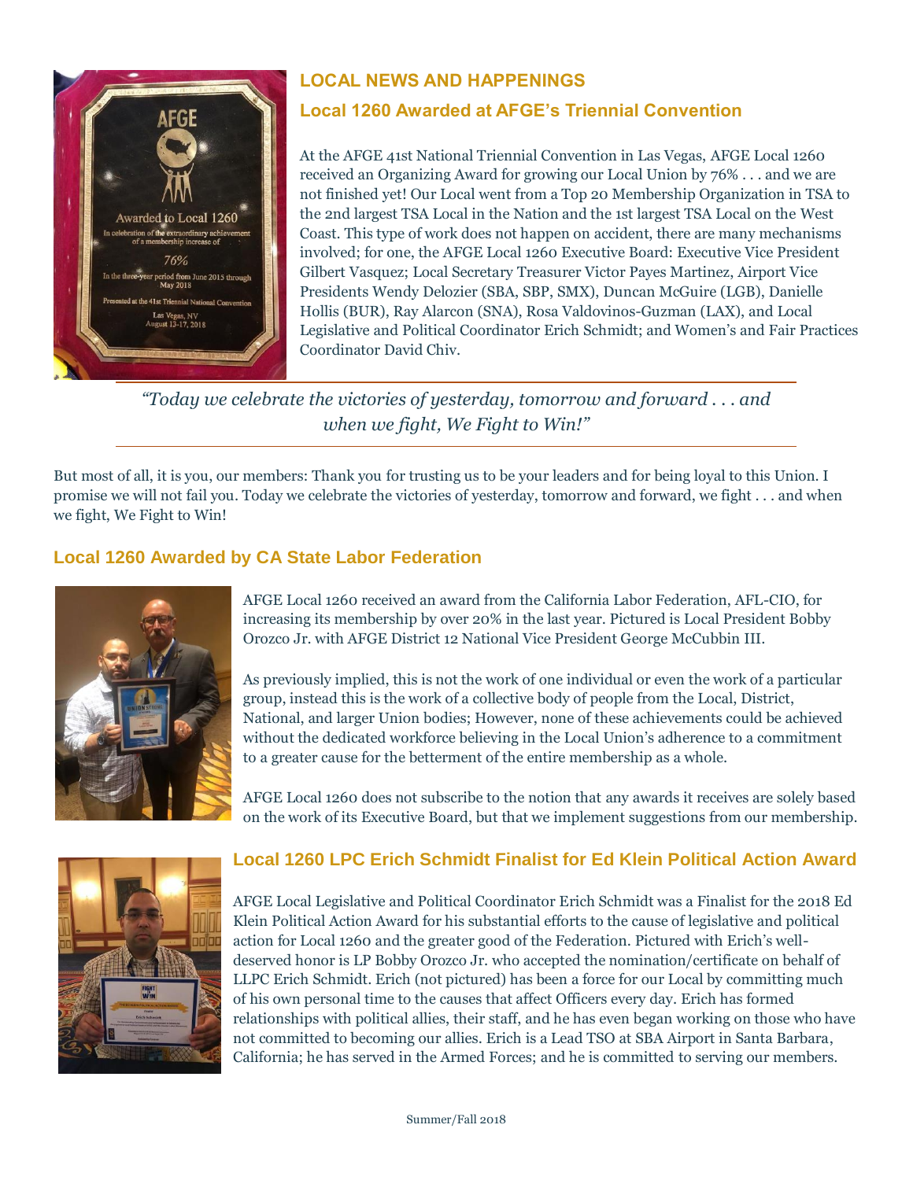## LOCAL NEWS AND HAPPENINGS

### Local 1260 Awarded at AFGE's Triennial Convention

At the AFGE 41st National Triennial Convention in Las Vegas, AFGE Local 1260 received an Organizing Award for growing our Local Union by 76% . . . and we are not finished yet! Our Local went from a Top 20 Membership Organization in TSA to the 2nd largest TSA Local in the Nation and the 1st largest TSA Local on the West Coast. This type of work does not happen on accident, there are many mechanisms involved; for one, the AFGE Local 1260 Executive Board: Executive Vice President Gilbert Vasquez; Local Secretary Treasurer Victor Payes Martinez, Airport Vice Presidents Wendy Delozier (SBA, SBP, SMX), Duncan McGuire (LGB), Danielle Hollis (BUR), Ray Alarcon (SNA), Rosa Valdovinos-Guzman (LAX), and Local Legislative and Political Coordinator Erich Schmidt; and Women's and Fair Practices Coordinator David Chiv.

> *"Today we celebrate the victories of yesterday, tomorrow and forward . . . and when we fight, We Fight to Win!"*

But most of all, it is you, our members: Thank you for trusting us to be your leaders and for being loyal to this Union. I promise we will not fail you. Today we celebrate the victories of yesterday, tomorrow and forward, we fight . . . and when we fight, We Fight to Win!

### Local 1260 Awarded by CA State Labor Federation

AFGE Local 1260 received an award from the California Labor Federation, AFL-CIO, for increasing its membership by over 20% in the last year. Pictured is Local President Bobby Orozco Jr. with AFGE District 12 National Vice President George McCubbin III.

As previously implied, this is not the work of one individual or even the work of a particular group, instead this is the work of a collective body of people from the Local, District, National, and larger Union bodies; However, none of these achievements could be achieved without the dedicated workforce believing in the Local Union's adherence to a commitment to a greater cause for the betterment of the entire membership as a whole.

AFGE Local 1260 does not subscribe to the notion that any awards it receives are solely based on the work of its Executive Board, but that we implement suggestions from our membership.

### Local 1260 LPC Erich Schmidt Finalist for Ed Klein Political Action Award

AFGE Local Legislative and Political Coordinator Erich Schmidt was a Finalist for the 2018 Ed Klein Political Action Award for his substantial efforts to the cause of legislative and political action for Local 1260 and the greater good of the Federation. Pictured with Erich's well-deserved honor is LP Bobby Orozco Jr. who accepted the nomination/certificate on behalf of LLPC Erich Schmidt. Erich (not pictured) has been a force for our Local by committing much of his own personal time to the causes that affect Officers every day. Erich has formed relationships with political allies, their staff, and he has even began working on those who have not committed to becoming our allies. Erich is a Lead TSO at SBA Airport in Santa Barbara, California; he has served in the Armed Forces; and he is committed to serving our members.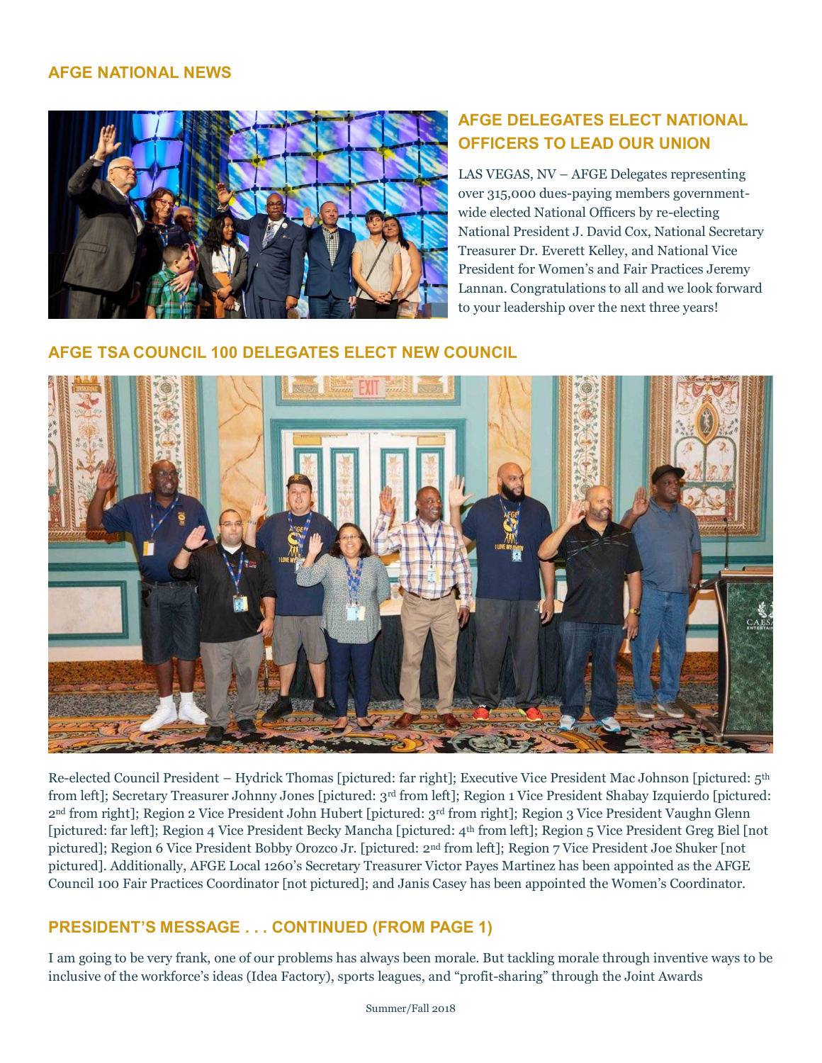## AFGE NATIONAL NEWS

### AFGE DELEGATES ELECT NATIONAL OFFICERS TO LEAD OUR UNION

LAS VEGAS, NV – AFGE Delegates representing over 315,000 dues-paying members government-wide elected National Officers by re-electing National President J. David Cox, National Secretary Treasurer Dr. Everett Kelley, and National Vice President for Women's and Fair Practices Jeremy Lannan. Congratulations to all and we look forward to your leadership over the next three years!

### AFGE TSA COUNCIL 100 DELEGATES ELECT NEW COUNCIL

Re-elected Council President – Hydrick Thomas [pictured: far right]; Executive Vice President Mac Johnson [pictured: 5th from left]; Secretary Treasurer Johnny Jones [pictured: 3rd from left]; Region 1 Vice President Shabay Izquierdo [pictured: 2nd from right]; Region 2 Vice President John Hubert [pictured: 3rd from right]; Region 3 Vice President Vaughn Glenn [pictured: far left]; Region 4 Vice President Becky Mancha [pictured: 4th from left]; Region 5 Vice President Greg Biel [not pictured]; Region 6 Vice President Bobby Orozco Jr. [pictured: 2nd from left]; Region 7 Vice President Joe Shuker [not pictured]. Additionally, AFGE Local 1260's Secretary Treasurer Victor Payes Martinez has been appointed as the AFGE Council 100 Fair Practices Coordinator [not pictured]; and Janis Casey has been appointed the Women's Coordinator.

### PRESIDENT'S MESSAGE . . . CONTINUED (FROM PAGE 1)

I am going to be very frank, one of our problems has always been morale. But tackling morale through inventive ways to be inclusive of the workforce's ideas (Idea Factory), sports leagues, and "profit-sharing" through the Joint Awards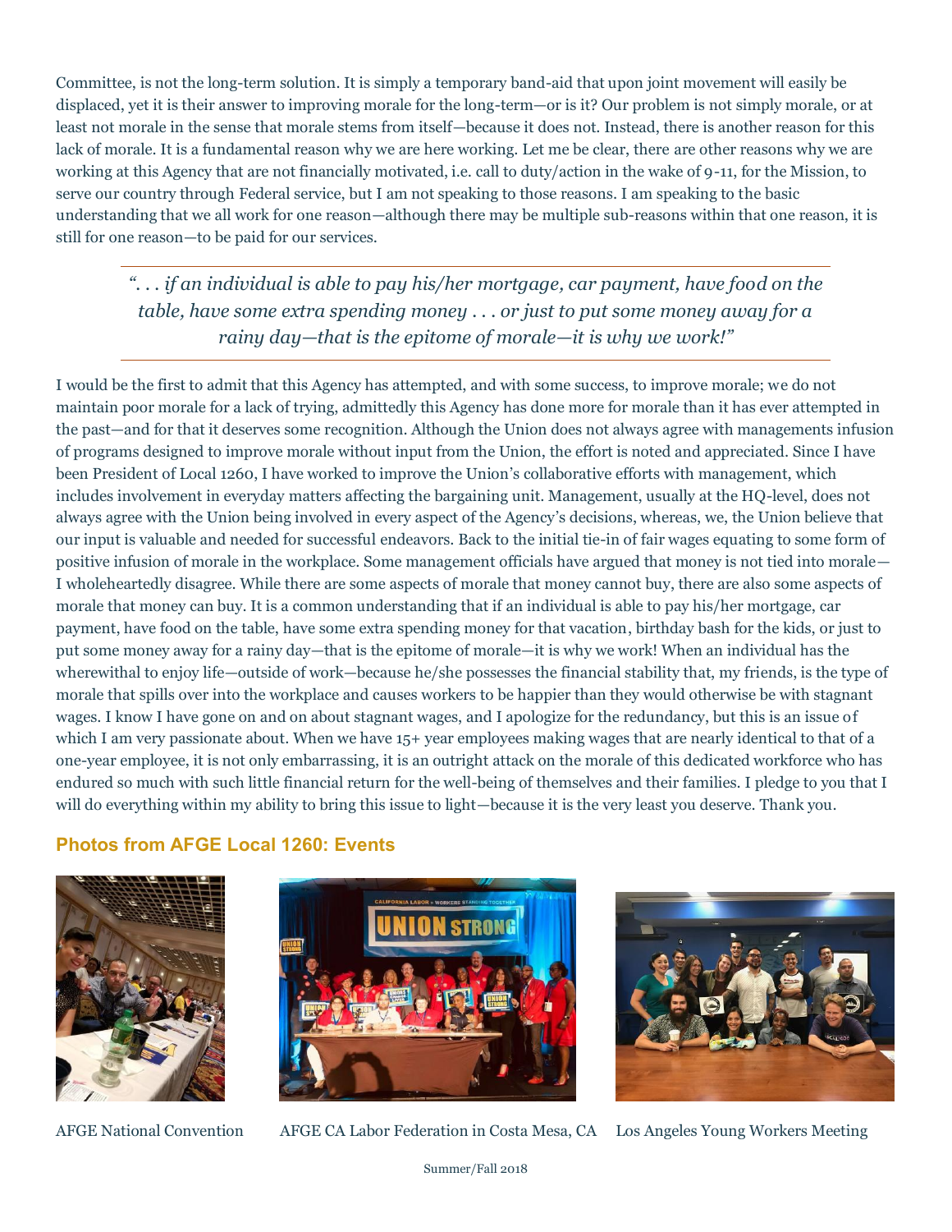Committee, is not the long-term solution. It is simply a temporary band-aid that upon joint movement will easily be displaced, yet it is their answer to improving morale for the long-term—or is it? Our problem is not simply morale, or at least not morale in the sense that morale stems from itself—because it does not. Instead, there is another reason for this lack of morale. It is a fundamental reason why we are here working. Let me be clear, there are other reasons why we are working at this Agency that are not financially motivated, i.e. call to duty/action in the wake of 9-11, for the Mission, to serve our country through Federal service, but I am not speaking to those reasons. I am speaking to the basic understanding that we all work for one reason—although there may be multiple sub-reasons within that one reason, it is still for one reason—to be paid for our services.

> *". . . if an individual is able to pay his/her mortgage, car payment, have food on the table, have some extra spending money . . . or just to put some money away for a rainy day—that is the epitome of morale—it is why we work!"*

I would be the first to admit that this Agency has attempted, and with some success, to improve morale; we do not maintain poor morale for a lack of trying, admittedly this Agency has done more for morale than it has ever attempted in the past—and for that it deserves some recognition. Although the Union does not always agree with managements infusion of programs designed to improve morale without input from the Union, the effort is noted and appreciated. Since I have been President of Local 1260, I have worked to improve the Union's collaborative efforts with management, which includes involvement in everyday matters affecting the bargaining unit. Management, usually at the HQ-level, does not always agree with the Union being involved in every aspect of the Agency's decisions, whereas, we, the Union believe that our input is valuable and needed for successful endeavors. Back to the initial tie-in of fair wages equating to some form of positive infusion of morale in the workplace. Some management officials have argued that money is not tied into morale—I wholeheartedly disagree. While there are some aspects of morale that money cannot buy, there are also some aspects of morale that money can buy. It is a common understanding that if an individual is able to pay his/her mortgage, car payment, have food on the table, have some extra spending money for that vacation, birthday bash for the kids, or just to put some money away for a rainy day—that is the epitome of morale—it is why we work! When an individual has the wherewithal to enjoy life—outside of work—because he/she possesses the financial stability that, my friends, is the type of morale that spills over into the workplace and causes workers to be happier than they would otherwise be with stagnant wages. I know I have gone on and on about stagnant wages, and I apologize for the redundancy, but this is an issue of which I am very passionate about. When we have 15+ year employees making wages that are nearly identical to that of a one-year employee, it is not only embarrassing, it is an outright attack on the morale of this dedicated workforce who has endured so much with such little financial return for the well-being of themselves and their families. I pledge to you that I will do everything within my ability to bring this issue to light—because it is the very least you deserve. Thank you.

## Photos from AFGE Local 1260: Events

AFGE National Convention

AFGE CA Labor Federation in Costa Mesa, CA

Los Angeles Young Workers Meeting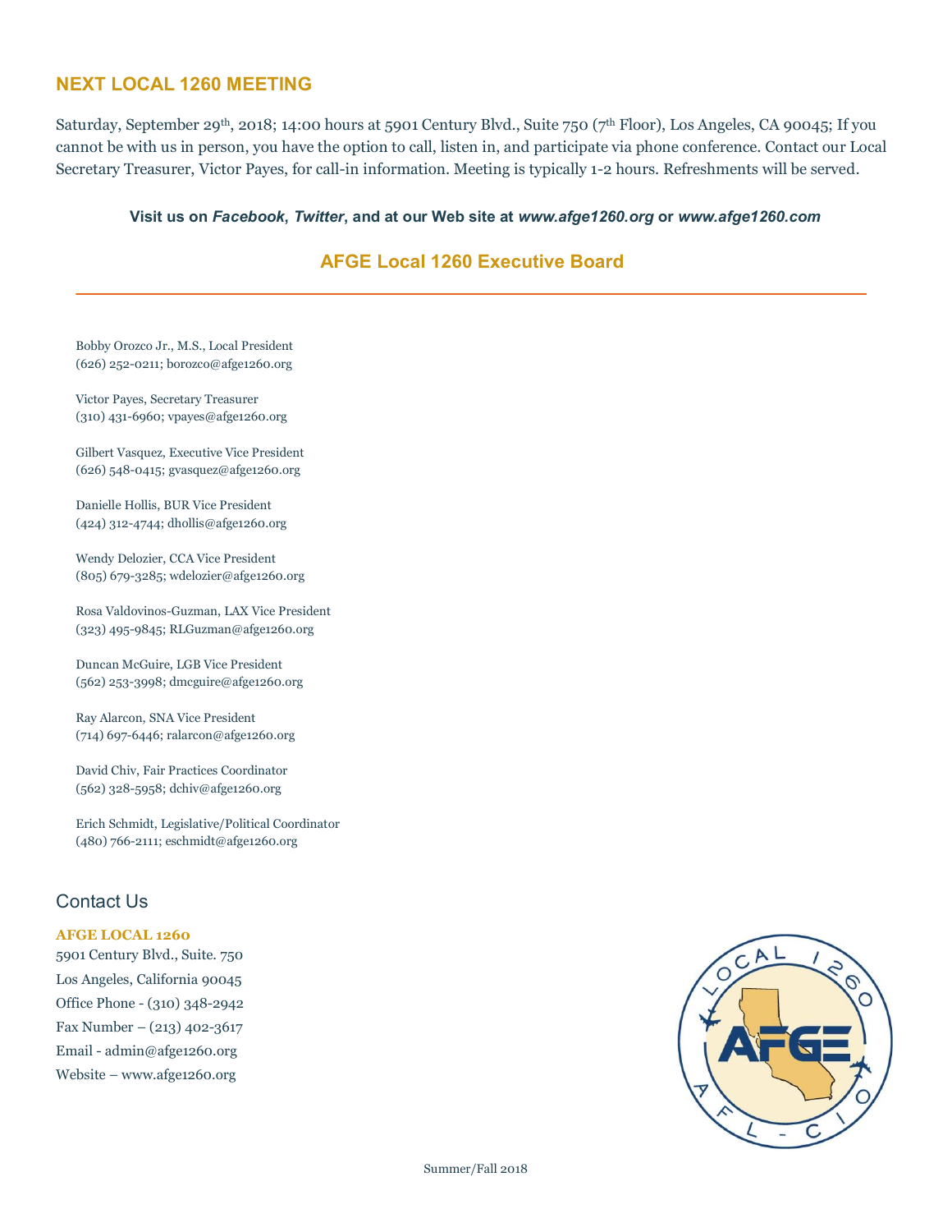## NEXT LOCAL 1260 MEETING

Saturday, September 29th, 2018; 14:00 hours at 5901 Century Blvd., Suite 750 (7th Floor), Los Angeles, CA 90045; If you cannot be with us in person, you have the option to call, listen in, and participate via phone conference. Contact our Local Secretary Treasurer, Victor Payes, for call-in information. Meeting is typically 1-2 hours. Refreshments will be served.

**Visit us on *Facebook*, *Twitter*, and at our Web site at *www.afge1260.org* or *www.afge1260.com***

## AFGE Local 1260 Executive Board

Bobby Orozco Jr., M.S., Local President
(626) 252-0211; borozco@afge1260.org

Victor Payes, Secretary Treasurer
(310) 431-6960; vpayes@afge1260.org

Gilbert Vasquez, Executive Vice President
(626) 548-0415; gvasquez@afge1260.org

Danielle Hollis, BUR Vice President
(424) 312-4744; dhollis@afge1260.org

Wendy Delozier, CCA Vice President
(805) 679-3285; wdelozier@afge1260.org

Rosa Valdovinos-Guzman, LAX Vice President
(323) 495-9845; RLGuzman@afge1260.org

Duncan McGuire, LGB Vice President
(562) 253-3998; dmcguire@afge1260.org

Ray Alarcon, SNA Vice President
(714) 697-6446; ralarcon@afge1260.org

David Chiv, Fair Practices Coordinator
(562) 328-5958; dchiv@afge1260.org

Erich Schmidt, Legislative/Political Coordinator
(480) 766-2111; eschmidt@afge1260.org

## Contact Us

**AFGE LOCAL 1260**
5901 Century Blvd., Suite. 750
Los Angeles, California 90045
Office Phone - (310) 348-2942
Fax Number – (213) 402-3617
Email - admin@afge1260.org
Website – www.afge1260.org

Summer/Fall 2018